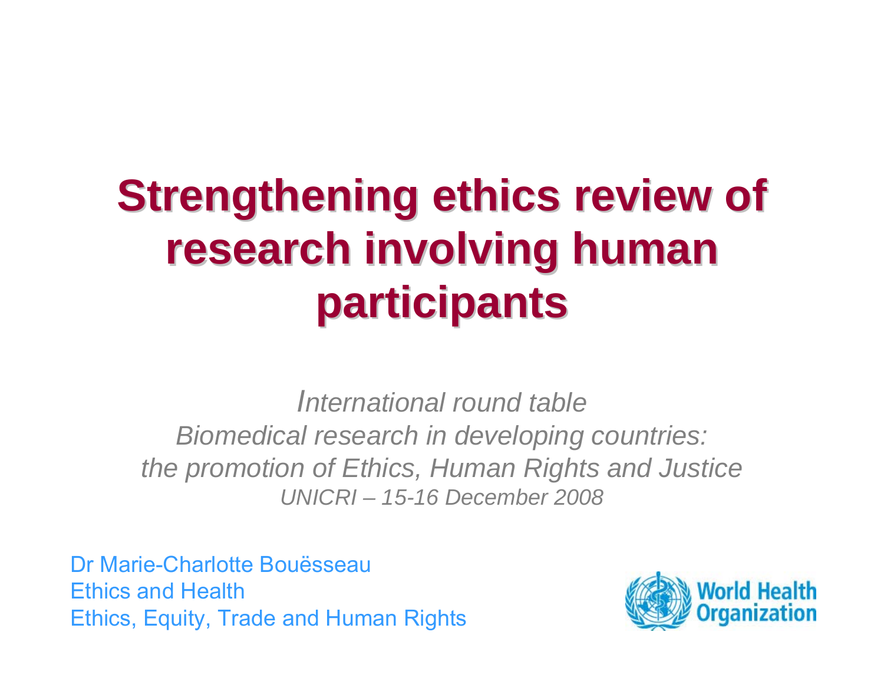# Strengthening ethics review of research involving human participants

*International round table*
*Biomedical research in developing countries:*
*the promotion of Ethics, Human Rights and Justice*
*UNICRI – 15-16 December 2008*

Dr Marie-Charlotte Bouësseau
Ethics and Health
Ethics, Equity, Trade and Human Rights

World Health Organization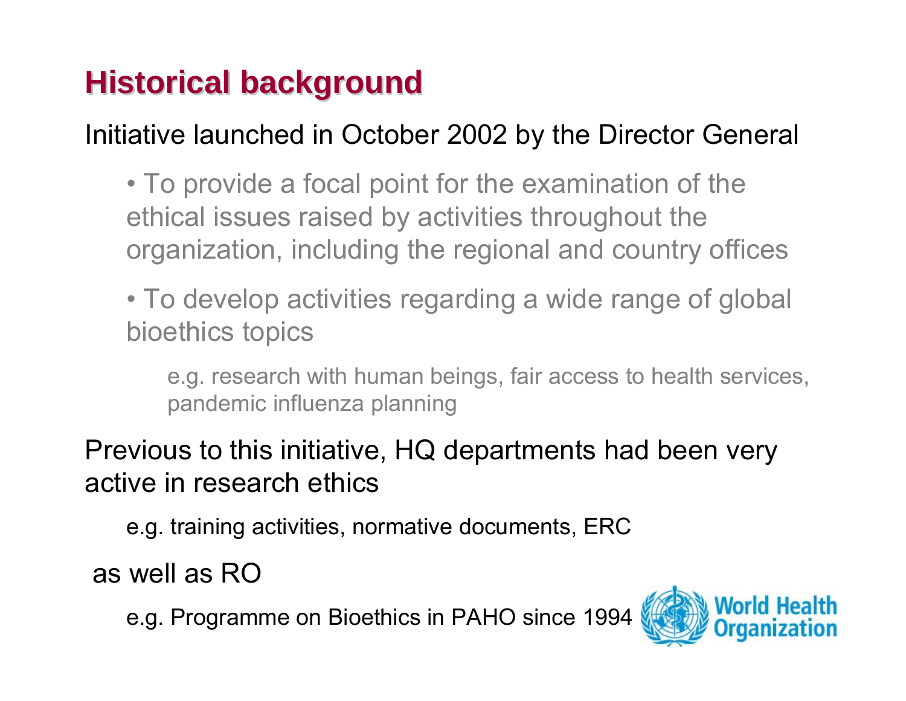## Historical background

Initiative launched in October 2002 by the Director General

- To provide a focal point for the examination of the ethical issues raised by activities throughout the organization, including the regional and country offices
- To develop activities regarding a wide range of global bioethics topics

  e.g. research with human beings, fair access to health services, pandemic influenza planning

Previous to this initiative, HQ departments had been very active in research ethics

e.g. training activities, normative documents, ERC

as well as RO

e.g. Programme on Bioethics in PAHO since 1994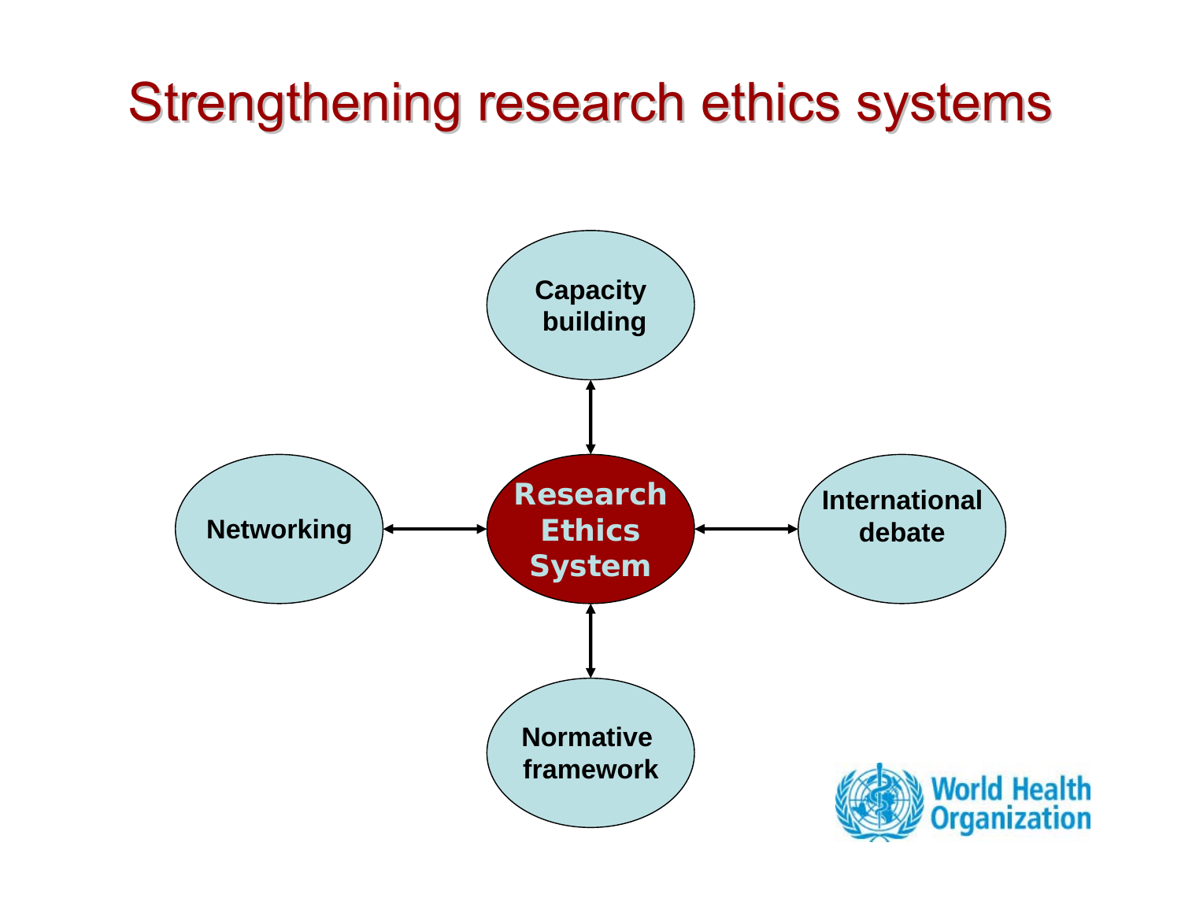# Strengthening research ethics systems

- Research Ethics System
  - Capacity building
  - Networking
  - International debate
  - Normative framework

World Health Organization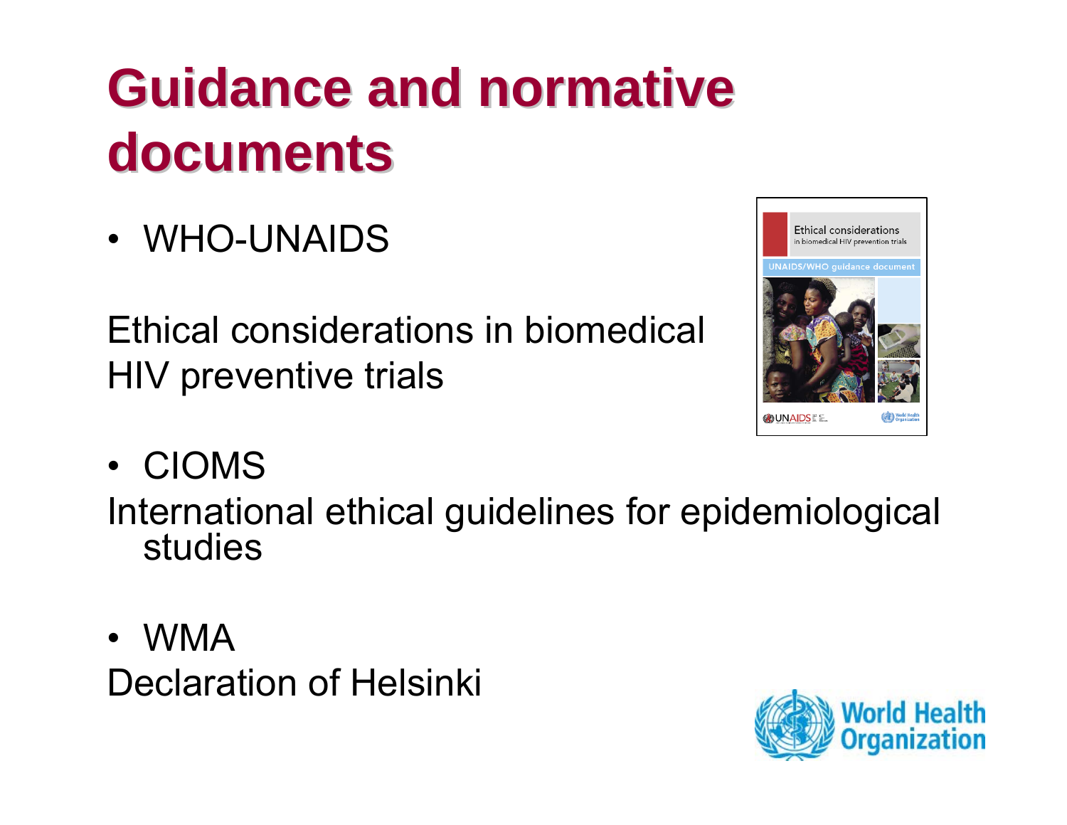# Guidance and normative documents

- WHO-UNAIDS

Ethical considerations in biomedical HIV preventive trials

- CIOMS

International ethical guidelines for epidemiological studies

- WMA

Declaration of Helsinki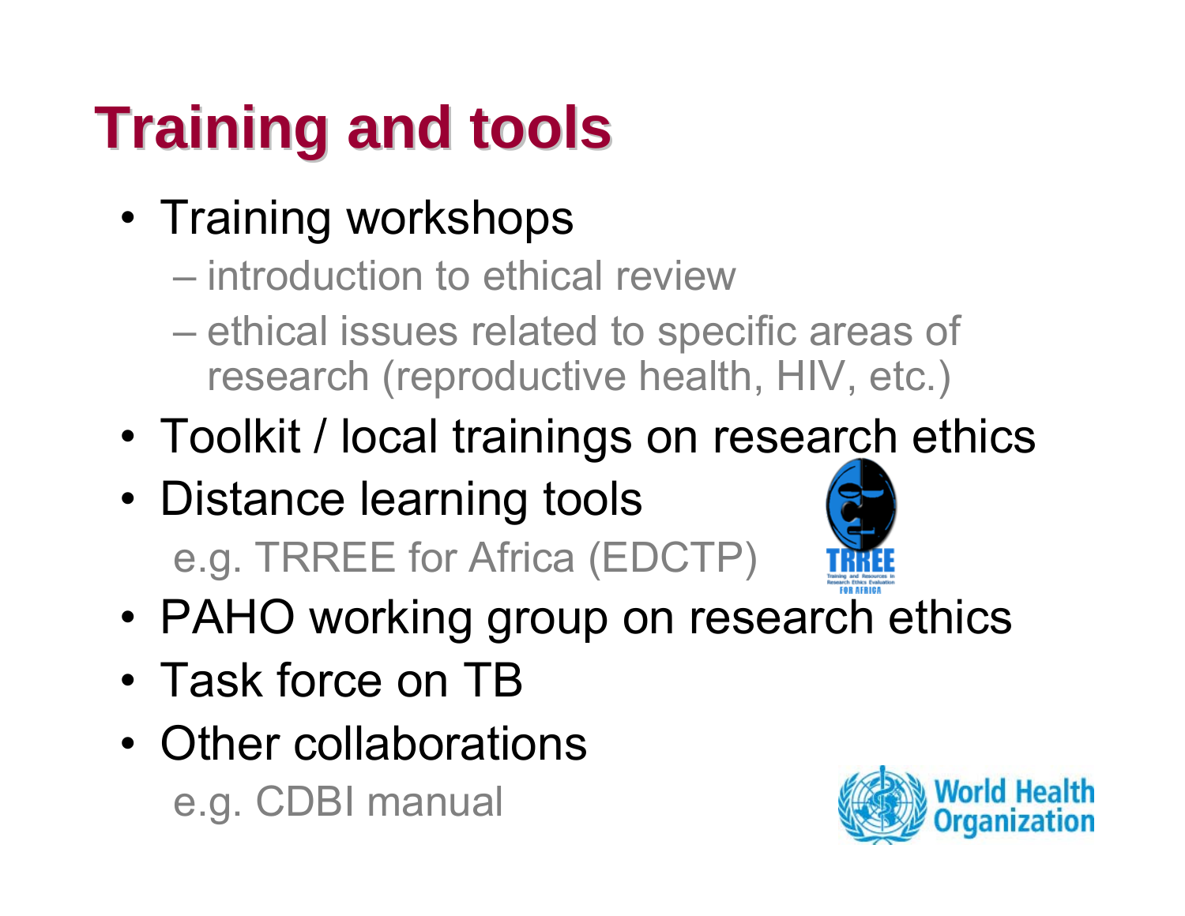# Training and tools

- Training workshops
  - introduction to ethical review
  - ethical issues related to specific areas of research (reproductive health, HIV, etc.)
- Toolkit / local trainings on research ethics
- Distance learning tools

  e.g. TRREE for Africa (EDCTP)
- PAHO working group on research ethics
- Task force on TB
- Other collaborations

  e.g. CDBI manual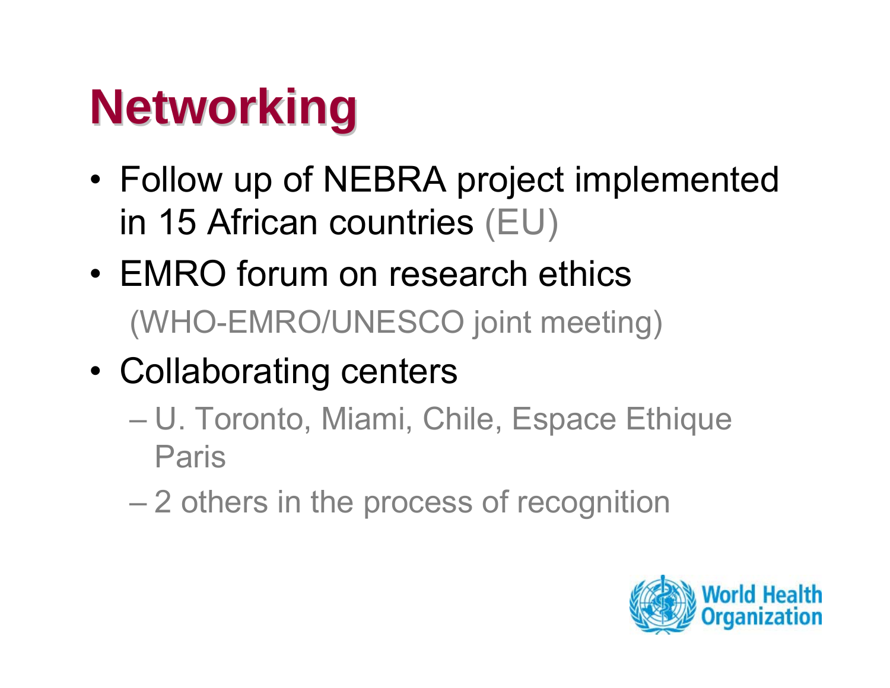# Networking

- Follow up of NEBRA project implemented in 15 African countries (EU)
- EMRO forum on research ethics
  (WHO-EMRO/UNESCO joint meeting)
- Collaborating centers
  - U. Toronto, Miami, Chile, Espace Ethique Paris
  - 2 others in the process of recognition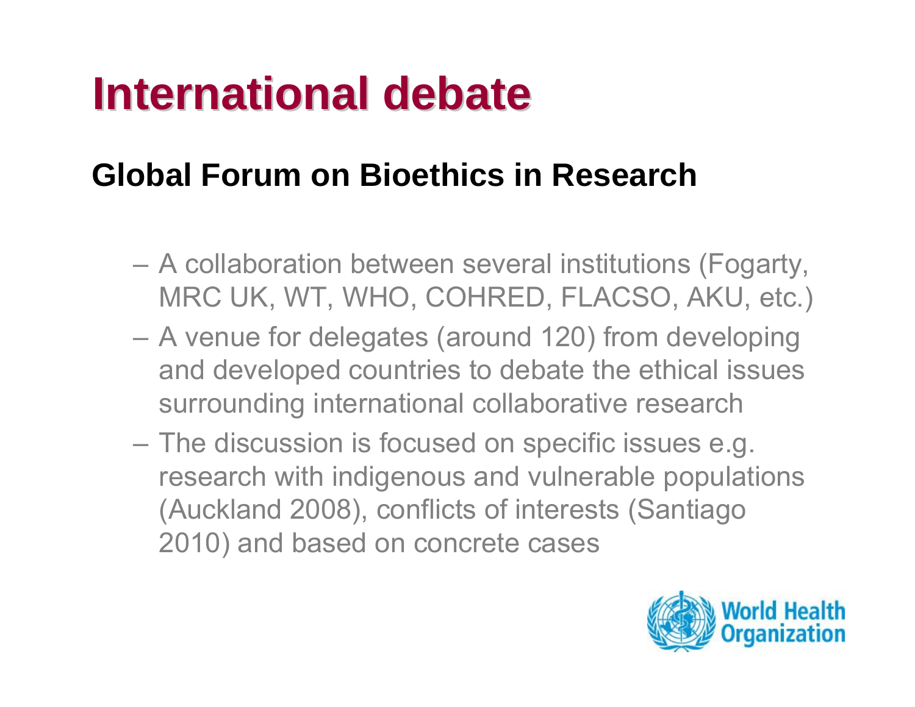# International debate

## Global Forum on Bioethics in Research

- A collaboration between several institutions (Fogarty, MRC UK, WT, WHO, COHRED, FLACSO, AKU, etc.)
- A venue for delegates (around 120) from developing and developed countries to debate the ethical issues surrounding international collaborative research
- The discussion is focused on specific issues e.g. research with indigenous and vulnerable populations (Auckland 2008), conflicts of interests (Santiago 2010) and based on concrete cases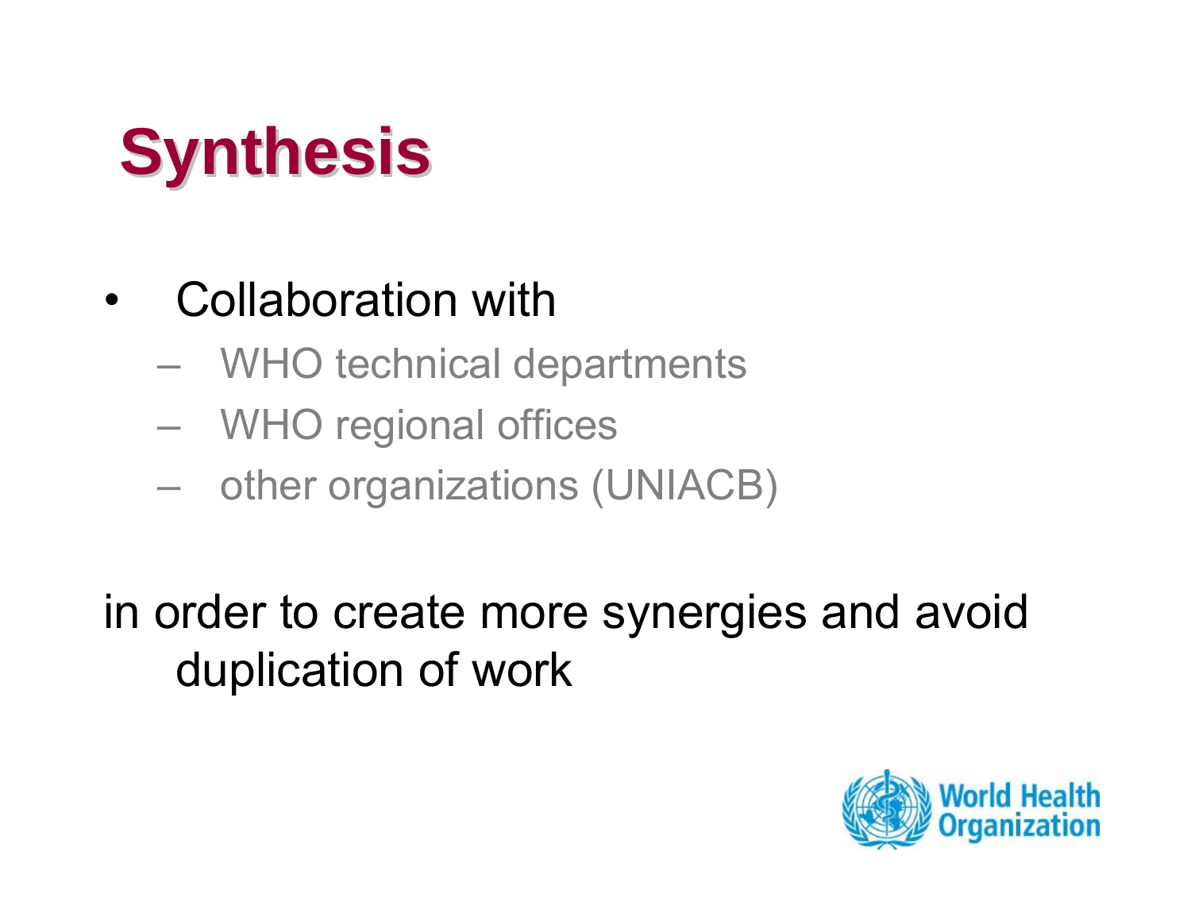# Synthesis

- Collaboration with
  - WHO technical departments
  - WHO regional offices
  - other organizations (UNIACB)

in order to create more synergies and avoid duplication of work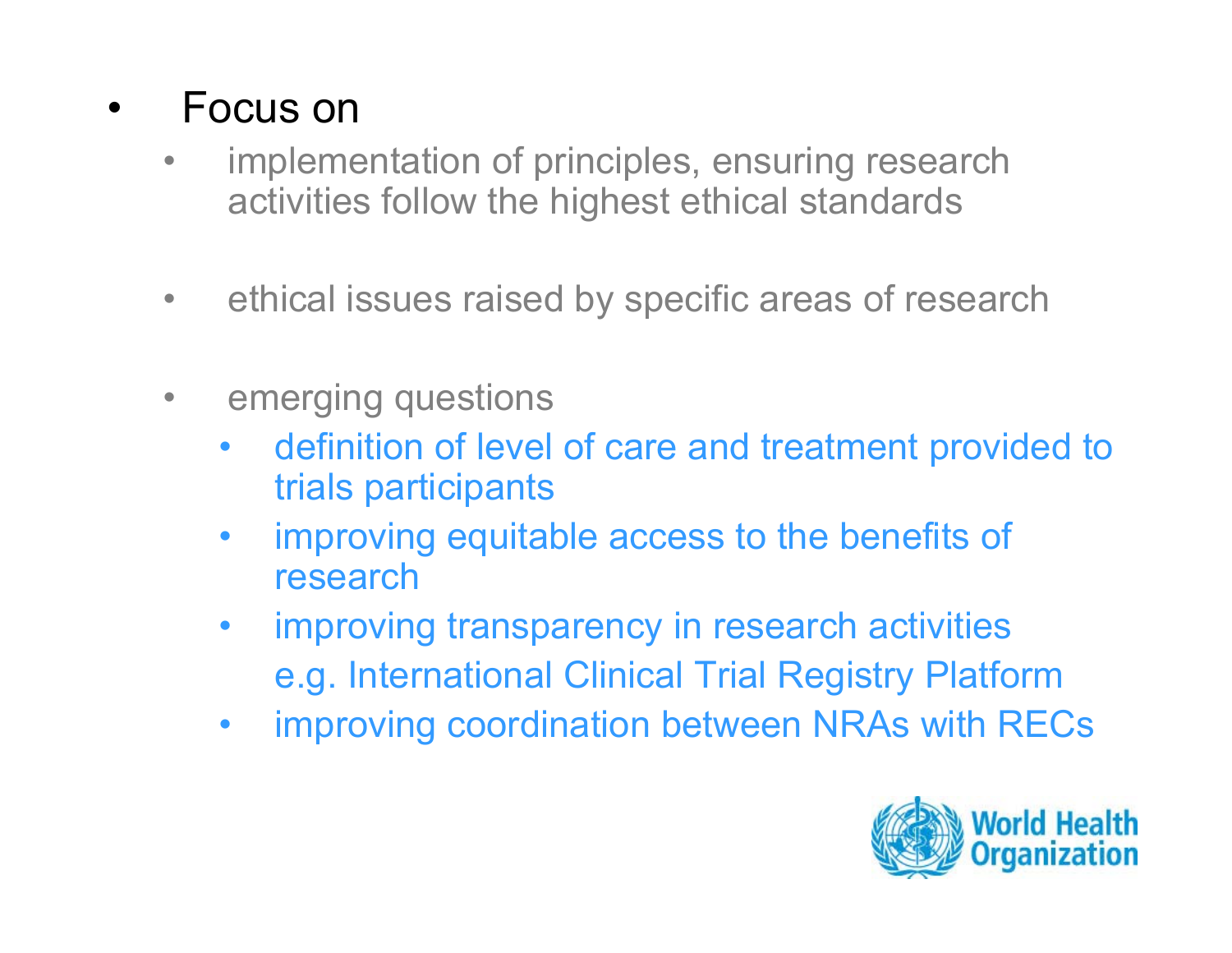- Focus on
  - implementation of principles, ensuring research activities follow the highest ethical standards
  - ethical issues raised by specific areas of research
  - emerging questions
    - definition of level of care and treatment provided to trials participants
    - improving equitable access to the benefits of research
    - improving transparency in research activities e.g. International Clinical Trial Registry Platform
    - improving coordination between NRAs with RECs

World Health Organization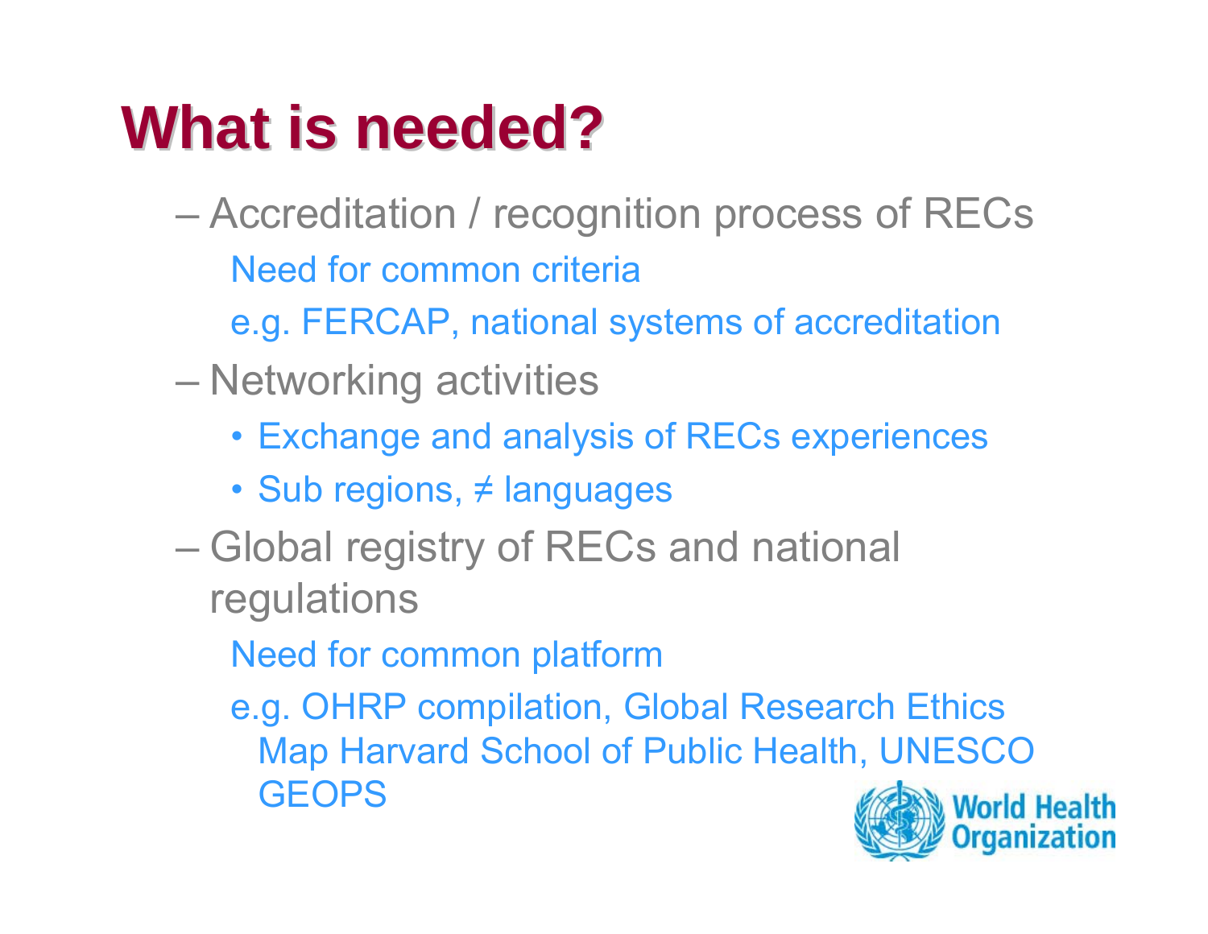# What is needed?

- Accreditation / recognition process of RECs
  - Need for common criteria
  - e.g. FERCAP, national systems of accreditation
- Networking activities
  - Exchange and analysis of RECs experiences
  - Sub regions, ≠ languages
- Global registry of RECs and national regulations
  - Need for common platform
  - e.g. OHRP compilation, Global Research Ethics Map Harvard School of Public Health, UNESCO GEOPS

World Health Organization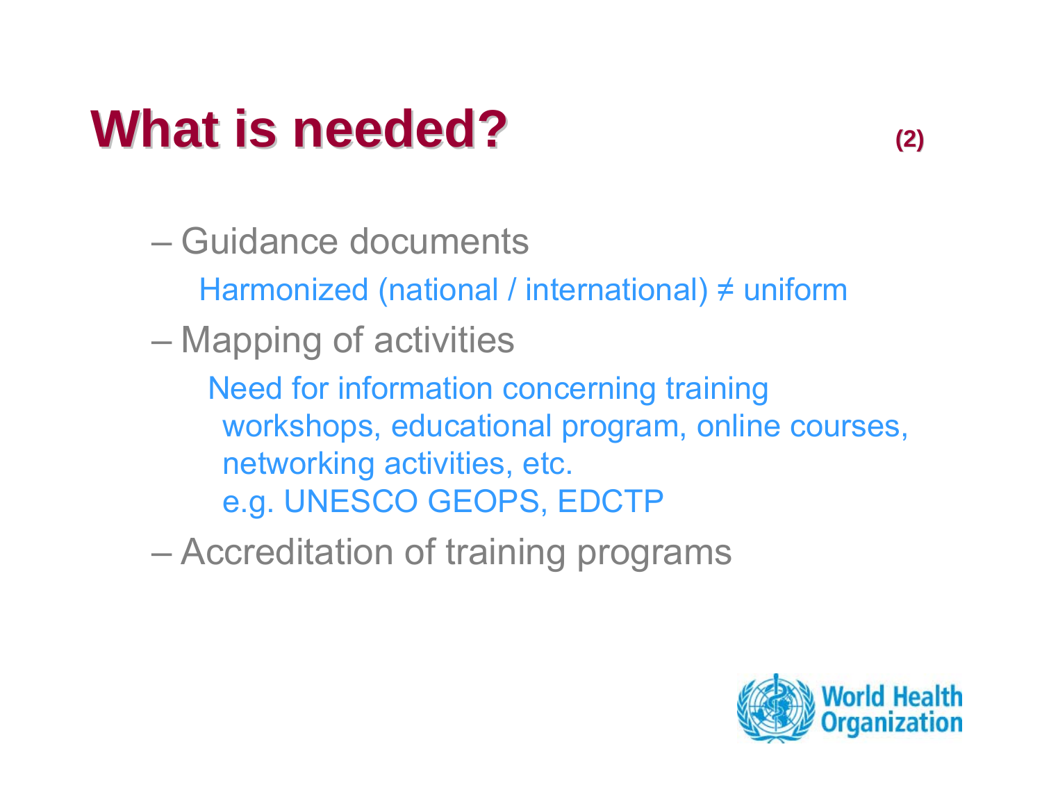# What is needed? (2)

- Guidance documents
  - Harmonized (national / international) ≠ uniform
- Mapping of activities
  - Need for information concerning training workshops, educational program, online courses, networking activities, etc.
    e.g. UNESCO GEOPS, EDCTP
- Accreditation of training programs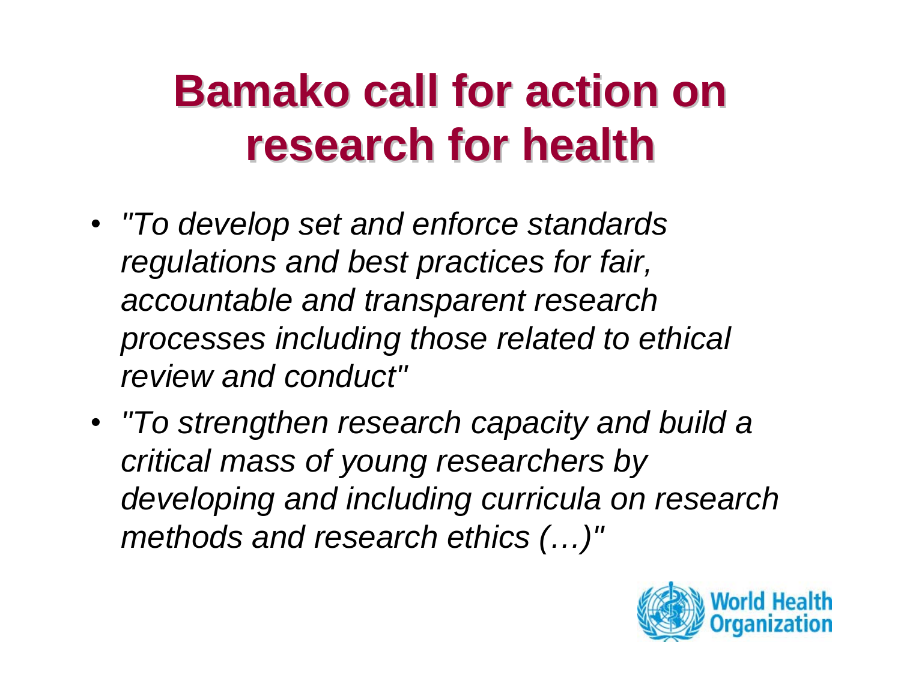# Bamako call for action on research for health

- *"To develop set and enforce standards regulations and best practices for fair, accountable and transparent research processes including those related to ethical review and conduct"*
- *"To strengthen research capacity and build a critical mass of young researchers by developing and including curricula on research methods and research ethics (…)"*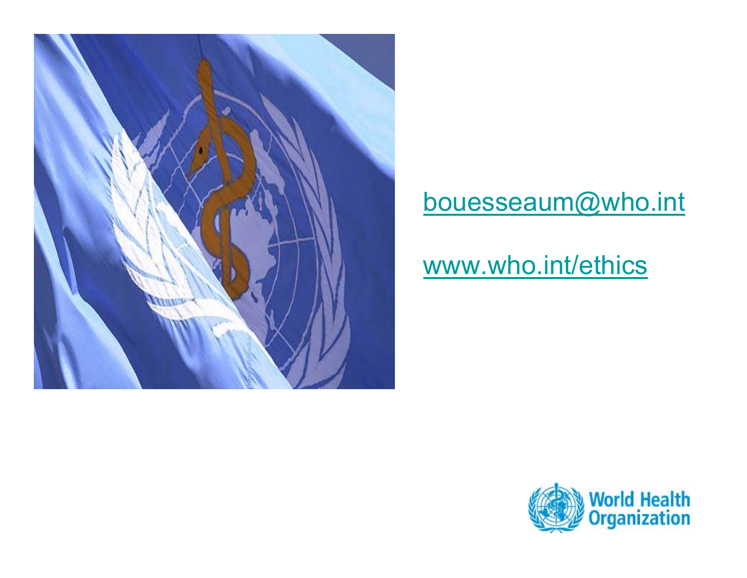bouesseaum@who.int

www.who.int/ethics